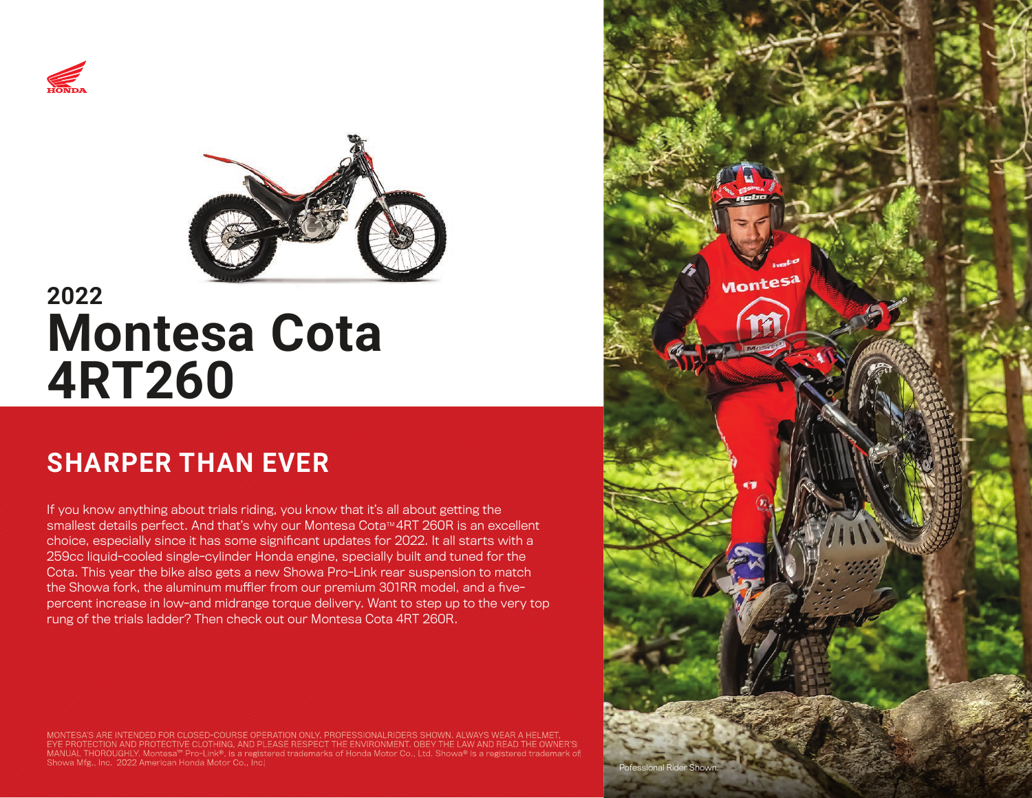# 2022 Montesa Cota 4RT260

## SHARPER THAN EVER

If you know anything about trials riding, you know that it's all about getting the smallest details perfect. And that's why our Montesa Cota™ 4RT 260R is an excellent choice, especially since it has some significant updates for 2022. It all starts with a 259cc liquid-cooled single-cylinder Honda engine, specially built and tuned for the Cota. This year the bike also gets a new Showa Pro-Link rear suspension to match the Showa fork, the aluminum muffler from our premium 301RR model, and a five-percent increase in low-and midrange torque delivery. Want to step up to the very top rung of the trials ladder? Then check out our Montesa Cota 4RT 260R.

MONTESA'S ARE INTENDED FOR CLOSED-COURSE OPERATION ONLY. PROFESSIONALRIDERS SHOWN. ALWAYS WEAR A HELMET, EYE PROTECTION AND PROTECTIVE CLOTHING, AND PLEASE RESPECT THE ENVIRONMENT. OBEY THE LAW AND READ THE OWNER'S MANUAL THOROUGHLY. Montesa™ Pro-Link®, is a registered trademarks of Honda Motor Co., Ltd. Showa® is a registered trademark of Showa Mfg., Inc. 2022 American Honda Motor Co., Inc.

Pofessional Rider Shown.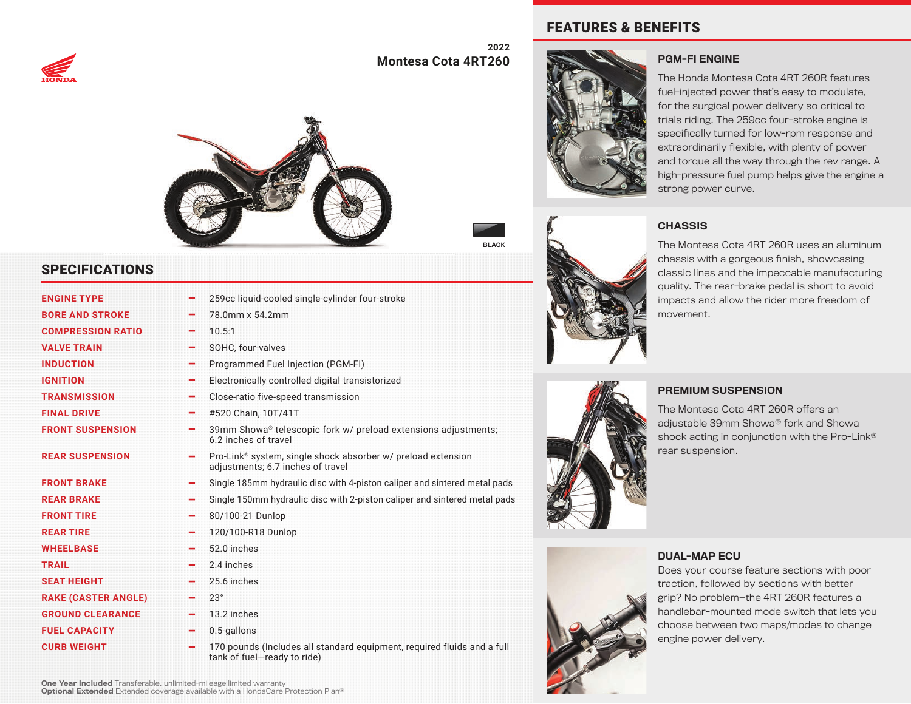2022

# Montesa Cota 4RT260

BLACK

## SPECIFICATIONS

| | |
|---|---|
| **ENGINE TYPE** | 259cc liquid-cooled single-cylinder four-stroke |
| **BORE AND STROKE** | 78.0mm x 54.2mm |
| **COMPRESSION RATIO** | 10.5:1 |
| **VALVE TRAIN** | SOHC, four-valves |
| **INDUCTION** | Programmed Fuel Injection (PGM-FI) |
| **IGNITION** | Electronically controlled digital transistorized |
| **TRANSMISSION** | Close-ratio five-speed transmission |
| **FINAL DRIVE** | #520 Chain, 10T/41T |
| **FRONT SUSPENSION** | 39mm Showa® telescopic fork w/ preload extensions adjustments; 6.2 inches of travel |
| **REAR SUSPENSION** | Pro-Link® system, single shock absorber w/ preload extension adjustments; 6.7 inches of travel |
| **FRONT BRAKE** | Single 185mm hydraulic disc with 4-piston caliper and sintered metal pads |
| **REAR BRAKE** | Single 150mm hydraulic disc with 2-piston caliper and sintered metal pads |
| **FRONT TIRE** | 80/100-21 Dunlop |
| **REAR TIRE** | 120/100-R18 Dunlop |
| **WHEELBASE** | 52.0 inches |
| **TRAIL** | 2.4 inches |
| **SEAT HEIGHT** | 25.6 inches |
| **RAKE (CASTER ANGLE)** | 23° |
| **GROUND CLEARANCE** | 13.2 inches |
| **FUEL CAPACITY** | 0.5-gallons |
| **CURB WEIGHT** | 170 pounds (Includes all standard equipment, required fluids and a full tank of fuel—ready to ride) |

**One Year Included** Transferable, unlimited-mileage limited warranty
**Optional Extended** Extended coverage available with a HondaCare Protection Plan®

## FEATURES & BENEFITS

### PGM-FI ENGINE

The Honda Montesa Cota 4RT 260R features fuel-injected power that's easy to modulate, for the surgical power delivery so critical to trials riding. The 259cc four-stroke engine is specifically turned for low-rpm response and extraordinarily flexible, with plenty of power and torque all the way through the rev range. A high-pressure fuel pump helps give the engine a strong power curve.

### CHASSIS

The Montesa Cota 4RT 260R uses an aluminum chassis with a gorgeous finish, showcasing classic lines and the impeccable manufacturing quality. The rear-brake pedal is short to avoid impacts and allow the rider more freedom of movement.

### PREMIUM SUSPENSION

The Montesa Cota 4RT 260R offers an adjustable 39mm Showa® fork and Showa shock acting in conjunction with the Pro-Link® rear suspension.

### DUAL-MAP ECU

Does your course feature sections with poor traction, followed by sections with better grip? No problem—the 4RT 260R features a handlebar-mounted mode switch that lets you choose between two maps/modes to change engine power delivery.